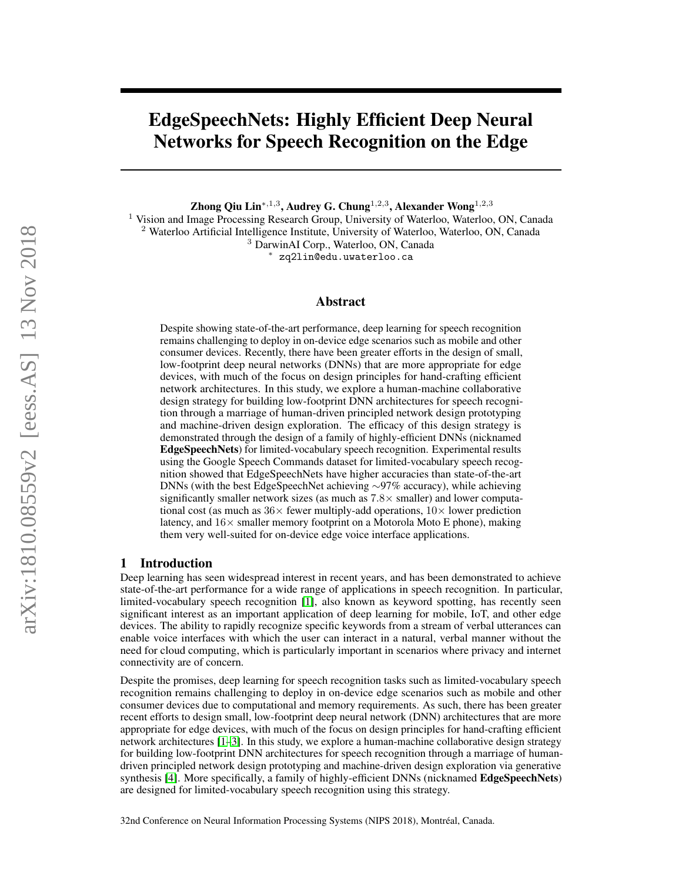# EdgeSpeechNets: Highly Efficient Deep Neural Networks for Speech Recognition on the Edge

**Zhong Qiu Lin**[*,1,3], **Audrey G. Chung**[1,2,3], **Alexander Wong**[1,2,3]

[1] Vision and Image Processing Research Group, University of Waterloo, Waterloo, ON, Canada
[2] Waterloo Artificial Intelligence Institute, University of Waterloo, Waterloo, ON, Canada
[3] DarwinAI Corp., Waterloo, ON, Canada
[*] zq2lin@edu.uwaterloo.ca

## Abstract

Despite showing state-of-the-art performance, deep learning for speech recognition remains challenging to deploy in on-device edge scenarios such as mobile and other consumer devices. Recently, there have been greater efforts in the design of small, low-footprint deep neural networks (DNNs) that are more appropriate for edge devices, with much of the focus on design principles for hand-crafting efficient network architectures. In this study, we explore a human-machine collaborative design strategy for building low-footprint DNN architectures for speech recognition through a marriage of human-driven principled network design prototyping and machine-driven design exploration. The efficacy of this design strategy is demonstrated through the design of a family of highly-efficient DNNs (nicknamed **EdgeSpeechNets**) for limited-vocabulary speech recognition. Experimental results using the Google Speech Commands dataset for limited-vocabulary speech recognition showed that EdgeSpeechNets have higher accuracies than state-of-the-art DNNs (with the best EdgeSpeechNet achieving $\sim$97% accuracy), while achieving significantly smaller network sizes (as much as $7.8\times$ smaller) and lower computational cost (as much as $36\times$ fewer multiply-add operations, $10\times$ lower prediction latency, and $16\times$ smaller memory footprint on a Motorola Moto E phone), making them very well-suited for on-device edge voice interface applications.

## 1 Introduction

Deep learning has seen widespread interest in recent years, and has been demonstrated to achieve state-of-the-art performance for a wide range of applications in speech recognition. In particular, limited-vocabulary speech recognition [1], also known as keyword spotting, has recently seen significant interest as an important application of deep learning for mobile, IoT, and other edge devices. The ability to rapidly recognize specific keywords from a stream of verbal utterances can enable voice interfaces with which the user can interact in a natural, verbal manner without the need for cloud computing, which is particularly important in scenarios where privacy and internet connectivity are of concern.

Despite the promises, deep learning for speech recognition tasks such as limited-vocabulary speech recognition remains challenging to deploy in on-device edge scenarios such as mobile and other consumer devices due to computational and memory requirements. As such, there has been greater recent efforts to design small, low-footprint deep neural network (DNN) architectures that are more appropriate for edge devices, with much of the focus on design principles for hand-crafting efficient network architectures [1–3]. In this study, we explore a human-machine collaborative design strategy for building low-footprint DNN architectures for speech recognition through a marriage of human-driven principled network design prototyping and machine-driven design exploration via generative synthesis [4]. More specifically, a family of highly-efficient DNNs (nicknamed **EdgeSpeechNets**) are designed for limited-vocabulary speech recognition using this strategy.

32nd Conference on Neural Information Processing Systems (NIPS 2018), Montréal, Canada.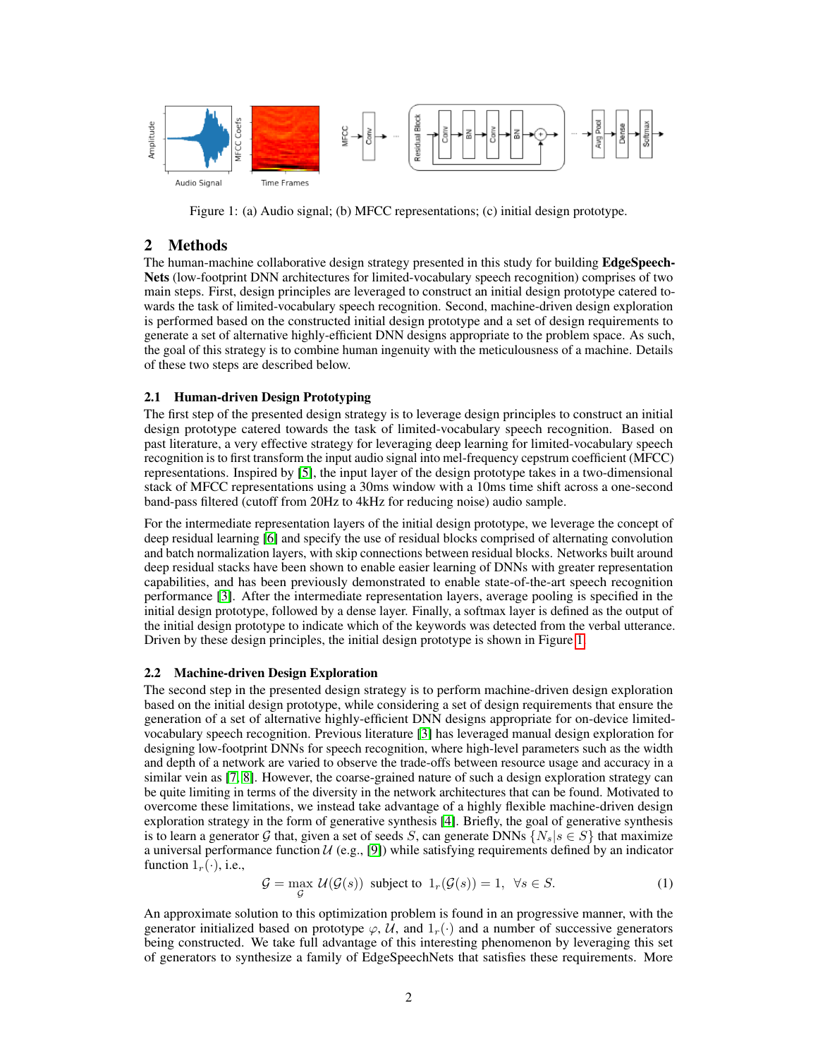Figure 1: (a) Audio signal; (b) MFCC representations; (c) initial design prototype.

## 2 Methods

The human-machine collaborative design strategy presented in this study for building **EdgeSpeech-Nets** (low-footprint DNN architectures for limited-vocabulary speech recognition) comprises of two main steps. First, design principles are leveraged to construct an initial design prototype catered towards the task of limited-vocabulary speech recognition. Second, machine-driven design exploration is performed based on the constructed initial design prototype and a set of design requirements to generate a set of alternative highly-efficient DNN designs appropriate to the problem space. As such, the goal of this strategy is to combine human ingenuity with the meticulousness of a machine. Details of these two steps are described below.

### 2.1 Human-driven Design Prototyping

The first step of the presented design strategy is to leverage design principles to construct an initial design prototype catered towards the task of limited-vocabulary speech recognition. Based on past literature, a very effective strategy for leveraging deep learning for limited-vocabulary speech recognition is to first transform the input audio signal into mel-frequency cepstrum coefficient (MFCC) representations. Inspired by [5], the input layer of the design prototype takes in a two-dimensional stack of MFCC representations using a 30ms window with a 10ms time shift across a one-second band-pass filtered (cutoff from 20Hz to 4kHz for reducing noise) audio sample.

For the intermediate representation layers of the initial design prototype, we leverage the concept of deep residual learning [6] and specify the use of residual blocks comprised of alternating convolution and batch normalization layers, with skip connections between residual blocks. Networks built around deep residual stacks have been shown to enable easier learning of DNNs with greater representation capabilities, and has been previously demonstrated to enable state-of-the-art speech recognition performance [3]. After the intermediate representation layers, average pooling is specified in the initial design prototype, followed by a dense layer. Finally, a softmax layer is defined as the output of the initial design prototype to indicate which of the keywords was detected from the verbal utterance. Driven by these design principles, the initial design prototype is shown in Figure 1.

### 2.2 Machine-driven Design Exploration

The second step in the presented design strategy is to perform machine-driven design exploration based on the initial design prototype, while considering a set of design requirements that ensure the generation of a set of alternative highly-efficient DNN designs appropriate for on-device limited-vocabulary speech recognition. Previous literature [3] has leveraged manual design exploration for designing low-footprint DNNs for speech recognition, where high-level parameters such as the width and depth of a network are varied to observe the trade-offs between resource usage and accuracy in a similar vein as [7, 8]. However, the coarse-grained nature of such a design exploration strategy can be quite limiting in terms of the diversity in the network architectures that can be found. Motivated to overcome these limitations, we instead take advantage of a highly flexible machine-driven design exploration strategy in the form of generative synthesis [4]. Briefly, the goal of generative synthesis is to learn a generator $\mathcal{G}$ that, given a set of seeds $S$, can generate DNNs $\{N_s | s \in S\}$ that maximize a universal performance function $\mathcal{U}$ (e.g., [9]) while satisfying requirements defined by an indicator function $1_r(\cdot)$, i.e.,

$$\mathcal{G} = \max_{\mathcal{G}} \mathcal{U}(\mathcal{G}(s)) \text{ subject to } 1_r(\mathcal{G}(s)) = 1, \ \forall s \in S. \tag{1}$$

An approximate solution to this optimization problem is found in an progressive manner, with the generator initialized based on prototype $\varphi$, $\mathcal{U}$, and $1_r(\cdot)$ and a number of successive generators being constructed. We take full advantage of this interesting phenomenon by leveraging this set of generators to synthesize a family of EdgeSpeechNets that satisfies these requirements. More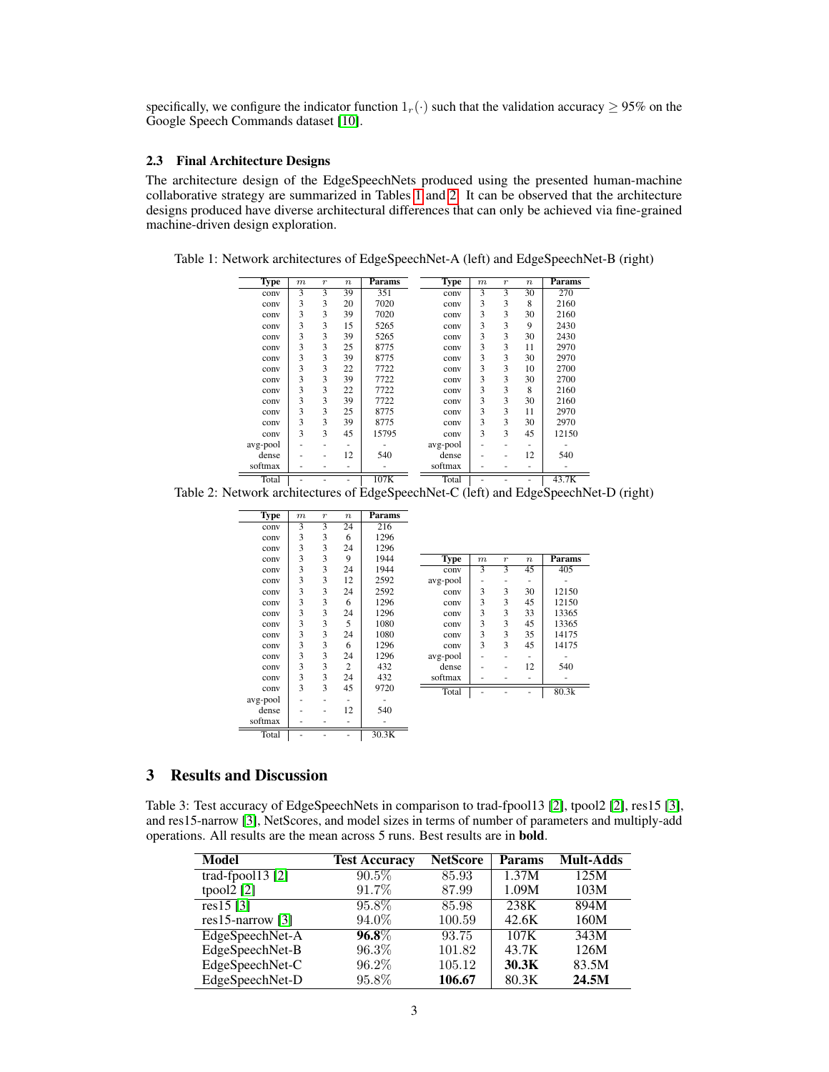specifically, we configure the indicator function $1_r(\cdot)$ such that the validation accuracy $\geq 95\%$ on the Google Speech Commands dataset [10].

### 2.3 Final Architecture Designs

The architecture design of the EdgeSpeechNets produced using the presented human-machine collaborative strategy are summarized in Tables 1 and 2. It can be observed that the architecture designs produced have diverse architectural differences that can only be achieved via fine-grained machine-driven design exploration.

Table 1: Network architectures of EdgeSpeechNet-A (left) and EdgeSpeechNet-B (right)

| Type | $m$ | $r$ | $n$ | Params |
|---|---|---|---|---|
| conv | 3 | 3 | 39 | 351 |
| conv | 3 | 3 | 20 | 7020 |
| conv | 3 | 3 | 39 | 7020 |
| conv | 3 | 3 | 15 | 5265 |
| conv | 3 | 3 | 39 | 5265 |
| conv | 3 | 3 | 25 | 8775 |
| conv | 3 | 3 | 39 | 8775 |
| conv | 3 | 3 | 22 | 7722 |
| conv | 3 | 3 | 39 | 7722 |
| conv | 3 | 3 | 22 | 7722 |
| conv | 3 | 3 | 39 | 7722 |
| conv | 3 | 3 | 25 | 8775 |
| conv | 3 | 3 | 39 | 8775 |
| conv | 3 | 3 | 45 | 15795 |
| avg-pool | - | - | - | - |
| dense | - | - | 12 | 540 |
| softmax | - | - | - | - |
| Total | - | - | - | 107K |

| Type | $m$ | $r$ | $n$ | Params |
|---|---|---|---|---|
| conv | 3 | 3 | 30 | 270 |
| conv | 3 | 3 | 8 | 2160 |
| conv | 3 | 3 | 30 | 2160 |
| conv | 3 | 3 | 9 | 2430 |
| conv | 3 | 3 | 30 | 2430 |
| conv | 3 | 3 | 11 | 2970 |
| conv | 3 | 3 | 30 | 2970 |
| conv | 3 | 3 | 10 | 2700 |
| conv | 3 | 3 | 30 | 2700 |
| conv | 3 | 3 | 8 | 2160 |
| conv | 3 | 3 | 30 | 2160 |
| conv | 3 | 3 | 11 | 2970 |
| conv | 3 | 3 | 30 | 2970 |
| conv | 3 | 3 | 45 | 12150 |
| avg-pool | - | - | - | - |
| dense | - | - | 12 | 540 |
| softmax | - | - | - | - |
| Total | - | - | - | 43.7K |

Table 2: Network architectures of EdgeSpeechNet-C (left) and EdgeSpeechNet-D (right)

| Type | $m$ | $r$ | $n$ | Params |
|---|---|---|---|---|
| conv | 3 | 3 | 24 | 216 |
| conv | 3 | 3 | 6 | 1296 |
| conv | 3 | 3 | 24 | 1296 |
| conv | 3 | 3 | 9 | 1944 |
| conv | 3 | 3 | 24 | 1944 |
| conv | 3 | 3 | 12 | 2592 |
| conv | 3 | 3 | 24 | 2592 |
| conv | 3 | 3 | 6 | 1296 |
| conv | 3 | 3 | 24 | 1296 |
| conv | 3 | 3 | 5 | 1080 |
| conv | 3 | 3 | 24 | 1080 |
| conv | 3 | 3 | 6 | 1296 |
| conv | 3 | 3 | 24 | 1296 |
| conv | 3 | 3 | 2 | 432 |
| conv | 3 | 3 | 24 | 432 |
| conv | 3 | 3 | 45 | 9720 |
| avg-pool | - | - | - | - |
| dense | - | - | 12 | 540 |
| softmax | - | - | - | - |
| Total | - | - | - | 30.3K |

| Type | $m$ | $r$ | $n$ | Params |
|---|---|---|---|---|
| conv | 3 | 3 | 45 | 405 |
| avg-pool | - | - | - | - |
| conv | 3 | 3 | 30 | 12150 |
| conv | 3 | 3 | 45 | 12150 |
| conv | 3 | 3 | 33 | 13365 |
| conv | 3 | 3 | 45 | 13365 |
| conv | 3 | 3 | 35 | 14175 |
| conv | 3 | 3 | 45 | 14175 |
| avg-pool | - | - | - | - |
| dense | - | - | 12 | 540 |
| softmax | - | - | - | - |
| Total | - | - | - | 80.3k |

## 3 Results and Discussion

Table 3: Test accuracy of EdgeSpeechNets in comparison to trad-fpool13 [2], tpool2 [2], res15 [3], and res15-narrow [3], NetScores, and model sizes in terms of number of parameters and multiply-add operations. All results are the mean across 5 runs. Best results are in **bold**.

| Model | Test Accuracy | NetScore | Params | Mult-Adds |
|---|---|---|---|---|
| trad-fpool13 [2] | 90.5% | 85.93 | 1.37M | 125M |
| tpool2 [2] | 91.7% | 87.99 | 1.09M | 103M |
| res15 [3] | 95.8% | 85.98 | 238K | 894M |
| res15-narrow [3] | 94.0% | 100.59 | 42.6K | 160M |
| EdgeSpeechNet-A | **96.8**% | 93.75 | 107K | 343M |
| EdgeSpeechNet-B | 96.3% | 101.82 | 43.7K | 126M |
| EdgeSpeechNet-C | 96.2% | 105.12 | **30.3K** | 83.5M |
| EdgeSpeechNet-D | 95.8% | **106.67** | 80.3K | **24.5M** |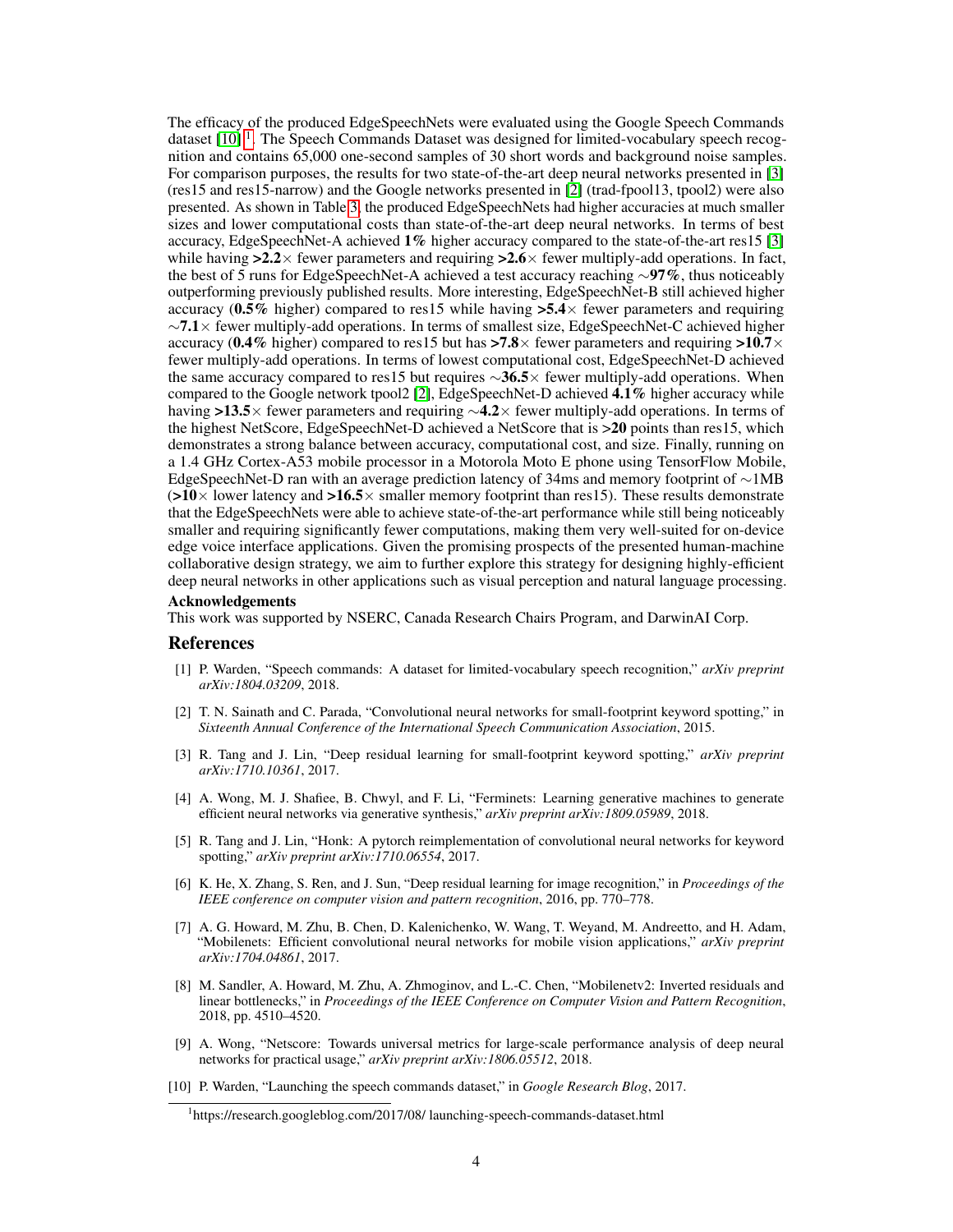The efficacy of the produced EdgeSpeechNets were evaluated using the Google Speech Commands dataset [10] [1]. The Speech Commands Dataset was designed for limited-vocabulary speech recognition and contains 65,000 one-second samples of 30 short words and background noise samples. For comparison purposes, the results for two state-of-the-art deep neural networks presented in [3] (res15 and res15-narrow) and the Google networks presented in [2] (trad-fpool13, tpool2) were also presented. As shown in Table 3, the produced EdgeSpeechNets had higher accuracies at much smaller sizes and lower computational costs than state-of-the-art deep neural networks. In terms of best accuracy, EdgeSpeechNet-A achieved **1%** higher accuracy compared to the state-of-the-art res15 [3] while having **>2.2**× fewer parameters and requiring **>2.6**× fewer multiply-add operations. In fact, the best of 5 runs for EdgeSpeechNet-A achieved a test accuracy reaching ∼**97%**, thus noticeably outperforming previously published results. More interesting, EdgeSpeechNet-B still achieved higher accuracy (**0.5%** higher) compared to res15 while having **>5.4**× fewer parameters and requiring ∼**7.1**× fewer multiply-add operations. In terms of smallest size, EdgeSpeechNet-C achieved higher accuracy (**0.4%** higher) compared to res15 but has **>7.8**× fewer parameters and requiring **>10.7**× fewer multiply-add operations. In terms of lowest computational cost, EdgeSpeechNet-D achieved the same accuracy compared to res15 but requires ∼**36.5**× fewer multiply-add operations. When compared to the Google network tpool2 [2], EdgeSpeechNet-D achieved **4.1%** higher accuracy while having **>13.5**× fewer parameters and requiring ∼**4.2**× fewer multiply-add operations. In terms of the highest NetScore, EdgeSpeechNet-D achieved a NetScore that is **>20** points than res15, which demonstrates a strong balance between accuracy, computational cost, and size. Finally, running on a 1.4 GHz Cortex-A53 mobile processor in a Motorola Moto E phone using TensorFlow Mobile, EdgeSpeechNet-D ran with an average prediction latency of 34ms and memory footprint of ∼1MB (**>10**× lower latency and **>16.5**× smaller memory footprint than res15). These results demonstrate that the EdgeSpeechNets were able to achieve state-of-the-art performance while still being noticeably smaller and requiring significantly fewer computations, making them very well-suited for on-device edge voice interface applications. Given the promising prospects of the presented human-machine collaborative design strategy, we aim to further explore this strategy for designing highly-efficient deep neural networks in other applications such as visual perception and natural language processing.

### Acknowledgements

This work was supported by NSERC, Canada Research Chairs Program, and DarwinAI Corp.

## References

[1] P. Warden, "Speech commands: A dataset for limited-vocabulary speech recognition," *arXiv preprint arXiv:1804.03209*, 2018.

[2] T. N. Sainath and C. Parada, "Convolutional neural networks for small-footprint keyword spotting," in *Sixteenth Annual Conference of the International Speech Communication Association*, 2015.

[3] R. Tang and J. Lin, "Deep residual learning for small-footprint keyword spotting," *arXiv preprint arXiv:1710.10361*, 2017.

[4] A. Wong, M. J. Shafiee, B. Chwyl, and F. Li, "Ferminets: Learning generative machines to generate efficient neural networks via generative synthesis," *arXiv preprint arXiv:1809.05989*, 2018.

[5] R. Tang and J. Lin, "Honk: A pytorch reimplementation of convolutional neural networks for keyword spotting," *arXiv preprint arXiv:1710.06554*, 2017.

[6] K. He, X. Zhang, S. Ren, and J. Sun, "Deep residual learning for image recognition," in *Proceedings of the IEEE conference on computer vision and pattern recognition*, 2016, pp. 770–778.

[7] A. G. Howard, M. Zhu, B. Chen, D. Kalenichenko, W. Wang, T. Weyand, M. Andreetto, and H. Adam, "Mobilenets: Efficient convolutional neural networks for mobile vision applications," *arXiv preprint arXiv:1704.04861*, 2017.

[8] M. Sandler, A. Howard, M. Zhu, A. Zhmoginov, and L.-C. Chen, "Mobilenetv2: Inverted residuals and linear bottlenecks," in *Proceedings of the IEEE Conference on Computer Vision and Pattern Recognition*, 2018, pp. 4510–4520.

[9] A. Wong, "Netscore: Towards universal metrics for large-scale performance analysis of deep neural networks for practical usage," *arXiv preprint arXiv:1806.05512*, 2018.

[10] P. Warden, "Launching the speech commands dataset," in *Google Research Blog*, 2017.

[1] https://research.googleblog.com/2017/08/ launching-speech-commands-dataset.html